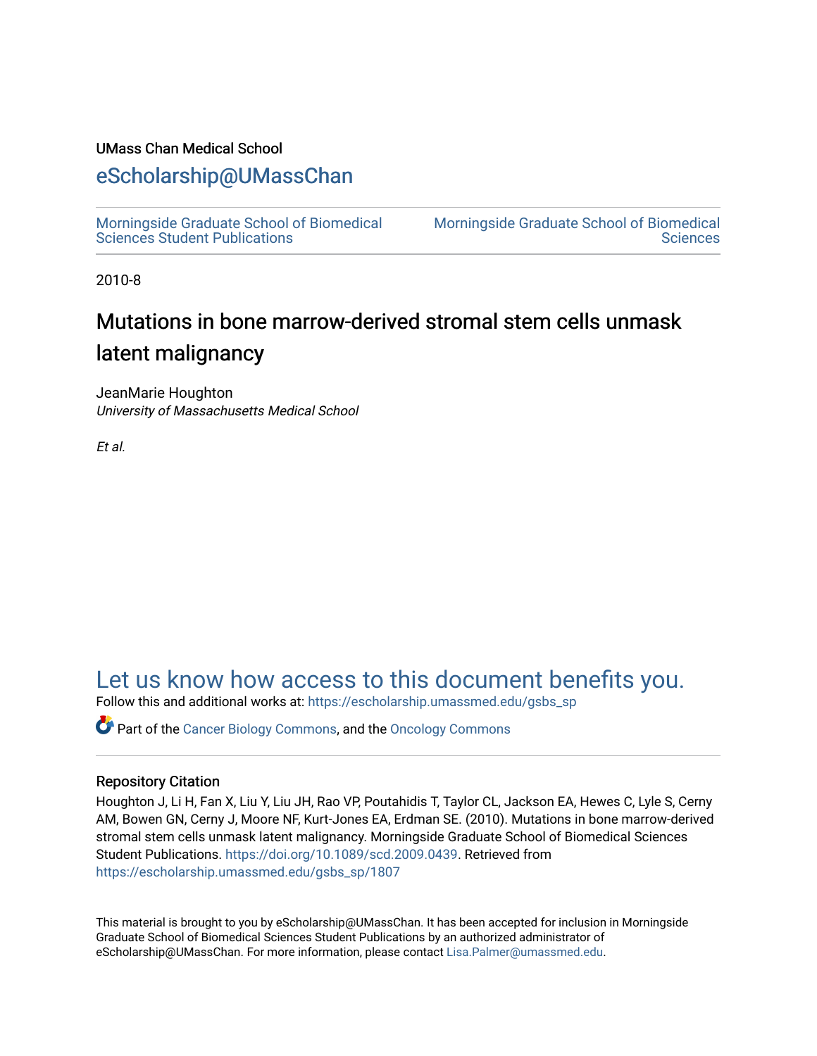UMass Chan Medical School

# eScholarship@UMassChan

Morningside Graduate School of Biomedical Sciences Student Publications

Morningside Graduate School of Biomedical Sciences

2010-8

# Mutations in bone marrow-derived stromal stem cells unmask latent malignancy

JeanMarie Houghton
*University of Massachusetts Medical School*

*Et al.*

## Let us know how access to this document benefits you.

Follow this and additional works at: https://escholarship.umassmed.edu/gsbs_sp

Part of the Cancer Biology Commons, and the Oncology Commons

### Repository Citation

Houghton J, Li H, Fan X, Liu Y, Liu JH, Rao VP, Poutahidis T, Taylor CL, Jackson EA, Hewes C, Lyle S, Cerny AM, Bowen GN, Cerny J, Moore NF, Kurt-Jones EA, Erdman SE. (2010). Mutations in bone marrow-derived stromal stem cells unmask latent malignancy. Morningside Graduate School of Biomedical Sciences Student Publications. https://doi.org/10.1089/scd.2009.0439. Retrieved from https://escholarship.umassmed.edu/gsbs_sp/1807

This material is brought to you by eScholarship@UMassChan. It has been accepted for inclusion in Morningside Graduate School of Biomedical Sciences Student Publications by an authorized administrator of eScholarship@UMassChan. For more information, please contact Lisa.Palmer@umassmed.edu.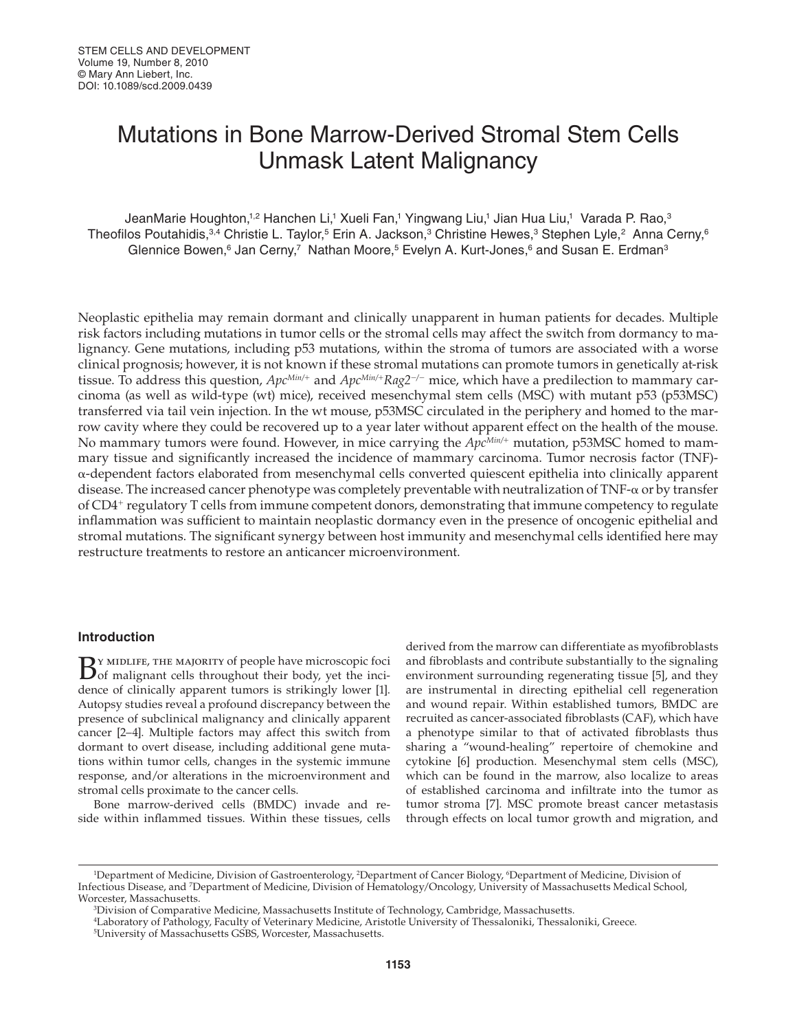# Mutations in Bone Marrow-Derived Stromal Stem Cells Unmask Latent Malignancy

JeanMarie Houghton,[1,2] Hanchen Li,[1] Xueli Fan,[1] Yingwang Liu,[1] Jian Hua Liu,[1] Varada P. Rao,[3] Theofilos Poutahidis,[3,4] Christie L. Taylor,[5] Erin A. Jackson,[3] Christine Hewes,[3] Stephen Lyle,[2] Anna Cerny,[6] Glennice Bowen,[6] Jan Cerny,[7] Nathan Moore,[5] Evelyn A. Kurt-Jones,[6] and Susan E. Erdman[3]

Neoplastic epithelia may remain dormant and clinically unapparent in human patients for decades. Multiple risk factors including mutations in tumor cells or the stromal cells may affect the switch from dormancy to malignancy. Gene mutations, including p53 mutations, within the stroma of tumors are associated with a worse clinical prognosis; however, it is not known if these stromal mutations can promote tumors in genetically at-risk tissue. To address this question, *Apc*$^{Min/+}$ and *Apc*$^{Min/+}$*Rag2*$^{-/-}$ mice, which have a predilection to mammary carcinoma (as well as wild-type (wt) mice), received mesenchymal stem cells (MSC) with mutant p53 (p53MSC) transferred via tail vein injection. In the wt mouse, p53MSC circulated in the periphery and homed to the marrow cavity where they could be recovered up to a year later without apparent effect on the health of the mouse. No mammary tumors were found. However, in mice carrying the *Apc*$^{Min/+}$ mutation, p53MSC homed to mammary tissue and significantly increased the incidence of mammary carcinoma. Tumor necrosis factor (TNF)-α-dependent factors elaborated from mesenchymal cells converted quiescent epithelia into clinically apparent disease. The increased cancer phenotype was completely preventable with neutralization of TNF-α or by transfer of CD4$^{+}$ regulatory T cells from immune competent donors, demonstrating that immune competency to regulate inflammation was sufficient to maintain neoplastic dormancy even in the presence of oncogenic epithelial and stromal mutations. The significant synergy between host immunity and mesenchymal cells identified here may restructure treatments to restore an anticancer microenvironment.

## Introduction

By midlife, the majority of people have microscopic foci of malignant cells throughout their body, yet the incidence of clinically apparent tumors is strikingly lower [1]. Autopsy studies reveal a profound discrepancy between the presence of subclinical malignancy and clinically apparent cancer [2–4]. Multiple factors may affect this switch from dormant to overt disease, including additional gene mutations within tumor cells, changes in the systemic immune response, and/or alterations in the microenvironment and stromal cells proximate to the cancer cells.

Bone marrow-derived cells (BMDC) invade and reside within inflamed tissues. Within these tissues, cells derived from the marrow can differentiate as myofibroblasts and fibroblasts and contribute substantially to the signaling environment surrounding regenerating tissue [5], and they are instrumental in directing epithelial cell regeneration and wound repair. Within established tumors, BMDC are recruited as cancer-associated fibroblasts (CAF), which have a phenotype similar to that of activated fibroblasts thus sharing a "wound-healing" repertoire of chemokine and cytokine [6] production. Mesenchymal stem cells (MSC), which can be found in the marrow, also localize to areas of established carcinoma and infiltrate into the tumor as tumor stroma [7]. MSC promote breast cancer metastasis through effects on local tumor growth and migration, and

[1]Department of Medicine, Division of Gastroenterology, [2]Department of Cancer Biology, [6]Department of Medicine, Division of Infectious Disease, and [7]Department of Medicine, Division of Hematology/Oncology, University of Massachusetts Medical School, Worcester, Massachusetts.
[3]Division of Comparative Medicine, Massachusetts Institute of Technology, Cambridge, Massachusetts.
[4]Laboratory of Pathology, Faculty of Veterinary Medicine, Aristotle University of Thessaloniki, Thessaloniki, Greece.
[5]University of Massachusetts GSBS, Worcester, Massachusetts.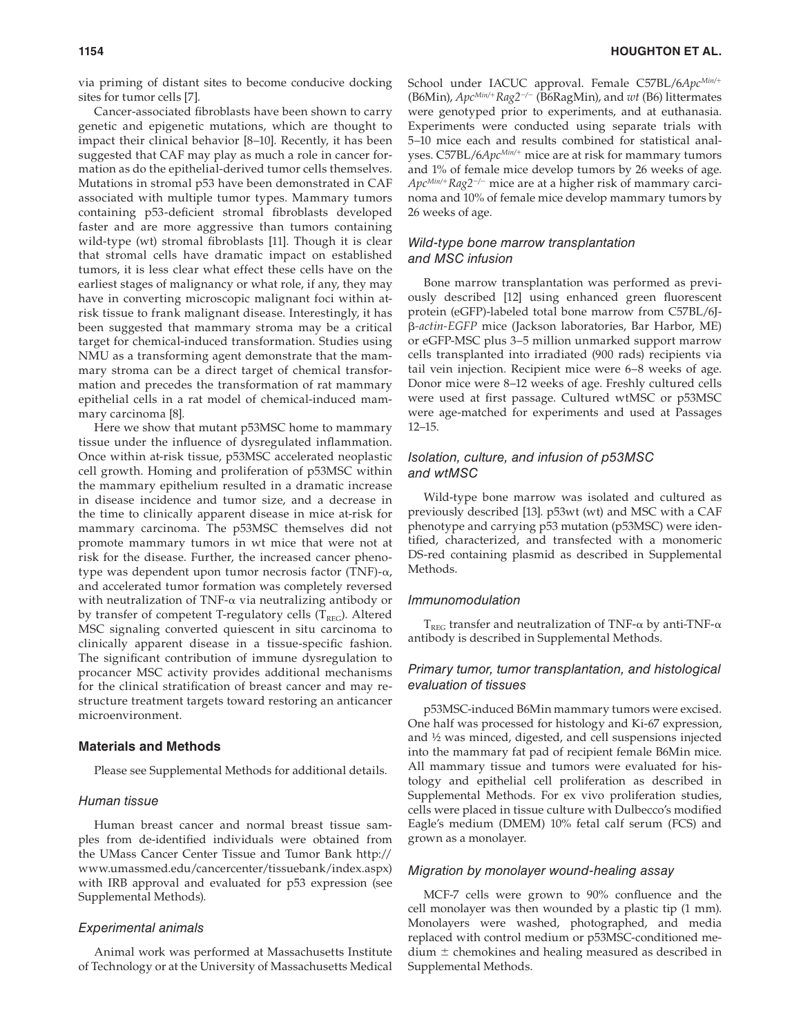via priming of distant sites to become conducive docking sites for tumor cells [7].

Cancer-associated fibroblasts have been shown to carry genetic and epigenetic mutations, which are thought to impact their clinical behavior [8–10]. Recently, it has been suggested that CAF may play as much a role in cancer formation as do the epithelial-derived tumor cells themselves. Mutations in stromal p53 have been demonstrated in CAF associated with multiple tumor types. Mammary tumors containing p53-deficient stromal fibroblasts developed faster and are more aggressive than tumors containing wild-type (wt) stromal fibroblasts [11]. Though it is clear that stromal cells have dramatic impact on established tumors, it is less clear what effect these cells have on the earliest stages of malignancy or what role, if any, they may have in converting microscopic malignant foci within at-risk tissue to frank malignant disease. Interestingly, it has been suggested that mammary stroma may be a critical target for chemical-induced transformation. Studies using NMU as a transforming agent demonstrate that the mammary stroma can be a direct target of chemical transformation and precedes the transformation of rat mammary epithelial cells in a rat model of chemical-induced mammary carcinoma [8].

Here we show that mutant p53MSC home to mammary tissue under the influence of dysregulated inflammation. Once within at-risk tissue, p53MSC accelerated neoplastic cell growth. Homing and proliferation of p53MSC within the mammary epithelium resulted in a dramatic increase in disease incidence and tumor size, and a decrease in the time to clinically apparent disease in mice at-risk for mammary carcinoma. The p53MSC themselves did not promote mammary tumors in wt mice that were not at risk for the disease. Further, the increased cancer phenotype was dependent upon tumor necrosis factor (TNF)-α, and accelerated tumor formation was completely reversed with neutralization of TNF-α via neutralizing antibody or by transfer of competent T-regulatory cells ($T_{REG}$). Altered MSC signaling converted quiescent in situ carcinoma to clinically apparent disease in a tissue-specific fashion. The significant contribution of immune dysregulation to procancer MSC activity provides additional mechanisms for the clinical stratification of breast cancer and may restructure treatment targets toward restoring an anticancer microenvironment.

## Materials and Methods

Please see Supplemental Methods for additional details.

### Human tissue

Human breast cancer and normal breast tissue samples from de-identified individuals were obtained from the UMass Cancer Center Tissue and Tumor Bank http://www.umassmed.edu/cancercenter/tissuebank/index.aspx) with IRB approval and evaluated for p53 expression (see Supplemental Methods).

### Experimental animals

Animal work was performed at Massachusetts Institute of Technology or at the University of Massachusetts Medical School under IACUC approval. Female C57BL/6$Apc^{Min/+}$ (B6Min), $Apc^{Min/+}Rag2^{-/-}$ (B6RagMin), and *wt* (B6) littermates were genotyped prior to experiments, and at euthanasia. Experiments were conducted using separate trials with 5–10 mice each and results combined for statistical analyses. C57BL/6$Apc^{Min/+}$ mice are at risk for mammary tumors and 1% of female mice develop tumors by 26 weeks of age. $Apc^{Min/+}Rag2^{-/-}$ mice are at a higher risk of mammary carcinoma and 10% of female mice develop mammary tumors by 26 weeks of age.

### Wild-type bone marrow transplantation and MSC infusion

Bone marrow transplantation was performed as previously described [12] using enhanced green fluorescent protein (eGFP)-labeled total bone marrow from C57BL/6J-β-*actin-EGFP* mice (Jackson laboratories, Bar Harbor, ME) or eGFP-MSC plus 3–5 million unmarked support marrow cells transplanted into irradiated (900 rads) recipients via tail vein injection. Recipient mice were 6–8 weeks of age. Donor mice were 8–12 weeks of age. Freshly cultured cells were used at first passage. Cultured wtMSC or p53MSC were age-matched for experiments and used at Passages 12–15.

### Isolation, culture, and infusion of p53MSC and wtMSC

Wild-type bone marrow was isolated and cultured as previously described [13]. p53wt (wt) and MSC with a CAF phenotype and carrying p53 mutation (p53MSC) were identified, characterized, and transfected with a monomeric DS-red containing plasmid as described in Supplemental Methods.

### Immunomodulation

$T_{REG}$ transfer and neutralization of TNF-α by anti-TNF-α antibody is described in Supplemental Methods.

### Primary tumor, tumor transplantation, and histological evaluation of tissues

p53MSC-induced B6Min mammary tumors were excised. One half was processed for histology and Ki-67 expression, and ½ was minced, digested, and cell suspensions injected into the mammary fat pad of recipient female B6Min mice. All mammary tissue and tumors were evaluated for histology and epithelial cell proliferation as described in Supplemental Methods. For ex vivo proliferation studies, cells were placed in tissue culture with Dulbecco's modified Eagle's medium (DMEM) 10% fetal calf serum (FCS) and grown as a monolayer.

### Migration by monolayer wound-healing assay

MCF-7 cells were grown to 90% confluence and the cell monolayer was then wounded by a plastic tip (1 mm). Monolayers were washed, photographed, and media replaced with control medium or p53MSC-conditioned medium ± chemokines and healing measured as described in Supplemental Methods.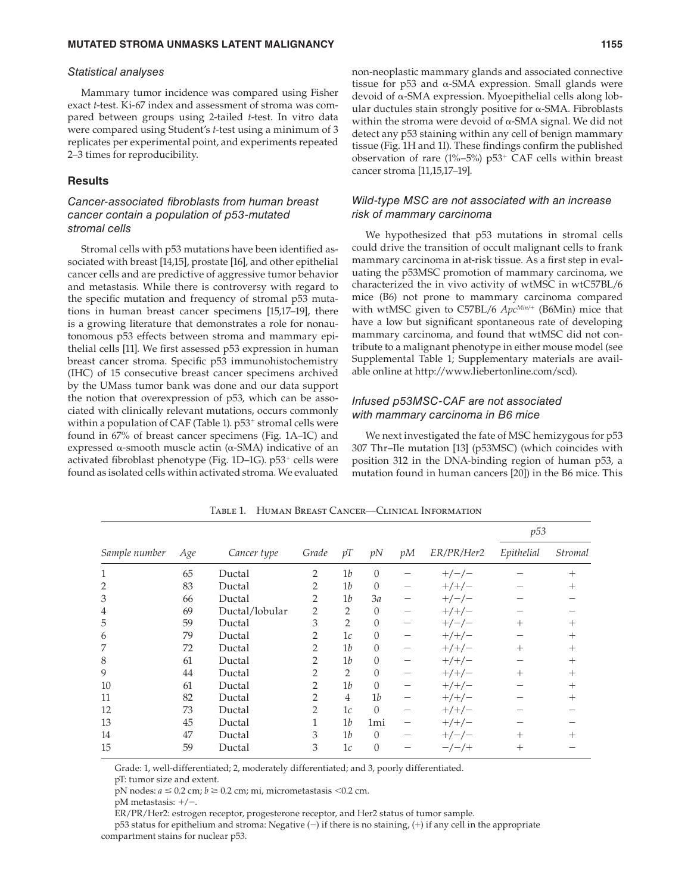### Statistical analyses

Mammary tumor incidence was compared using Fisher exact *t*-test. Ki-67 index and assessment of stroma was compared between groups using 2-tailed *t*-test. In vitro data were compared using Student's *t*-test using a minimum of 3 replicates per experimental point, and experiments repeated 2–3 times for reproducibility.

## Results

### Cancer-associated fibroblasts from human breast cancer contain a population of p53-mutated stromal cells

Stromal cells with p53 mutations have been identified associated with breast [14,15], prostate [16], and other epithelial cancer cells and are predictive of aggressive tumor behavior and metastasis. While there is controversy with regard to the specific mutation and frequency of stromal p53 mutations in human breast cancer specimens [15,17–19], there is a growing literature that demonstrates a role for nonautonomous p53 effects between stroma and mammary epithelial cells [11]. We first assessed p53 expression in human breast cancer stroma. Specific p53 immunohistochemistry (IHC) of 15 consecutive breast cancer specimens archived by the UMass tumor bank was done and our data support the notion that overexpression of p53, which can be associated with clinically relevant mutations, occurs commonly within a population of CAF (Table 1). $p53^+$ stromal cells were found in 67% of breast cancer specimens (Fig. 1A–1C) and expressed α-smooth muscle actin (α-SMA) indicative of an activated fibroblast phenotype (Fig. 1D–1G). $p53^+$ cells were found as isolated cells within activated stroma. We evaluated non-neoplastic mammary glands and associated connective tissue for p53 and α-SMA expression. Small glands were devoid of α-SMA expression. Myoepithelial cells along lobular ductules stain strongly positive for α-SMA. Fibroblasts within the stroma were devoid of α-SMA signal. We did not detect any p53 staining within any cell of benign mammary tissue (Fig. 1H and 1I). These findings confirm the published observation of rare (1%–5%) $p53^+$ CAF cells within breast cancer stroma [11,15,17–19].

### Wild-type MSC are not associated with an increase risk of mammary carcinoma

We hypothesized that p53 mutations in stromal cells could drive the transition of occult malignant cells to frank mammary carcinoma in at-risk tissue. As a first step in evaluating the p53MSC promotion of mammary carcinoma, we characterized the in vivo activity of wtMSC in wtC57BL/6 mice (B6) not prone to mammary carcinoma compared with wtMSC given to C57BL/6 $Apc^{Min/+}$ (B6Min) mice that have a low but significant spontaneous rate of developing mammary carcinoma, and found that wtMSC did not contribute to a malignant phenotype in either mouse model (see Supplemental Table 1; Supplementary materials are available online at http://www.liebertonline.com/scd).

### Infused p53MSC-CAF are not associated with mammary carcinoma in B6 mice

We next investigated the fate of MSC hemizygous for p53 307 Thr–Ile mutation [13] (p53MSC) (which coincides with position 312 in the DNA-binding region of human p53, a mutation found in human cancers [20]) in the B6 mice. This

Table 1. Human Breast Cancer—Clinical Information

| Sample number | Age | Cancer type | Grade | pT | pN | pM | ER/PR/Her2 | p53 | |
|---|---|---|---|---|---|---|---|---|---|
| | | | | | | | | Epithelial | Stromal |
| 1 | 65 | Ductal | 2 | 1*b* | 0 | − | +/−/− | − | + |
| 2 | 83 | Ductal | 2 | 1*b* | 0 | − | +/+/− | − | + |
| 3 | 66 | Ductal | 2 | 1*b* | 3*a* | − | +/−/− | − | − |
| 4 | 69 | Ductal/lobular | 2 | 2 | 0 | − | +/+/− | − | − |
| 5 | 59 | Ductal | 3 | 2 | 0 | − | +/−/− | + | + |
| 6 | 79 | Ductal | 2 | 1*c* | 0 | − | +/+/− | − | + |
| 7 | 72 | Ductal | 2 | 1*b* | 0 | − | +/+/− | + | + |
| 8 | 61 | Ductal | 2 | 1*b* | 0 | − | +/+/− | − | + |
| 9 | 44 | Ductal | 2 | 2 | 0 | − | +/+/− | + | + |
| 10 | 61 | Ductal | 2 | 1*b* | 0 | − | +/+/− | − | + |
| 11 | 82 | Ductal | 2 | 4 | 1*b* | − | +/+/− | − | + |
| 12 | 73 | Ductal | 2 | 1*c* | 0 | − | +/+/− | − | − |
| 13 | 45 | Ductal | 1 | 1*b* | 1mi | − | +/+/− | − | − |
| 14 | 47 | Ductal | 3 | 1*b* | 0 | − | +/−/− | + | + |
| 15 | 59 | Ductal | 3 | 1*c* | 0 | − | −/−/+ | + | − |

Grade: 1, well-differentiated; 2, moderately differentiated; and 3, poorly differentiated.

pT: tumor size and extent.

pN nodes: $a \leq 0.2$ cm; $b \geq 0.2$ cm; mi, micrometastasis <0.2 cm.

pM metastasis: +/−.

ER/PR/Her2: estrogen receptor, progesterone receptor, and Her2 status of tumor sample.

p53 status for epithelium and stroma: Negative (−) if there is no staining, (+) if any cell in the appropriate compartment stains for nuclear p53.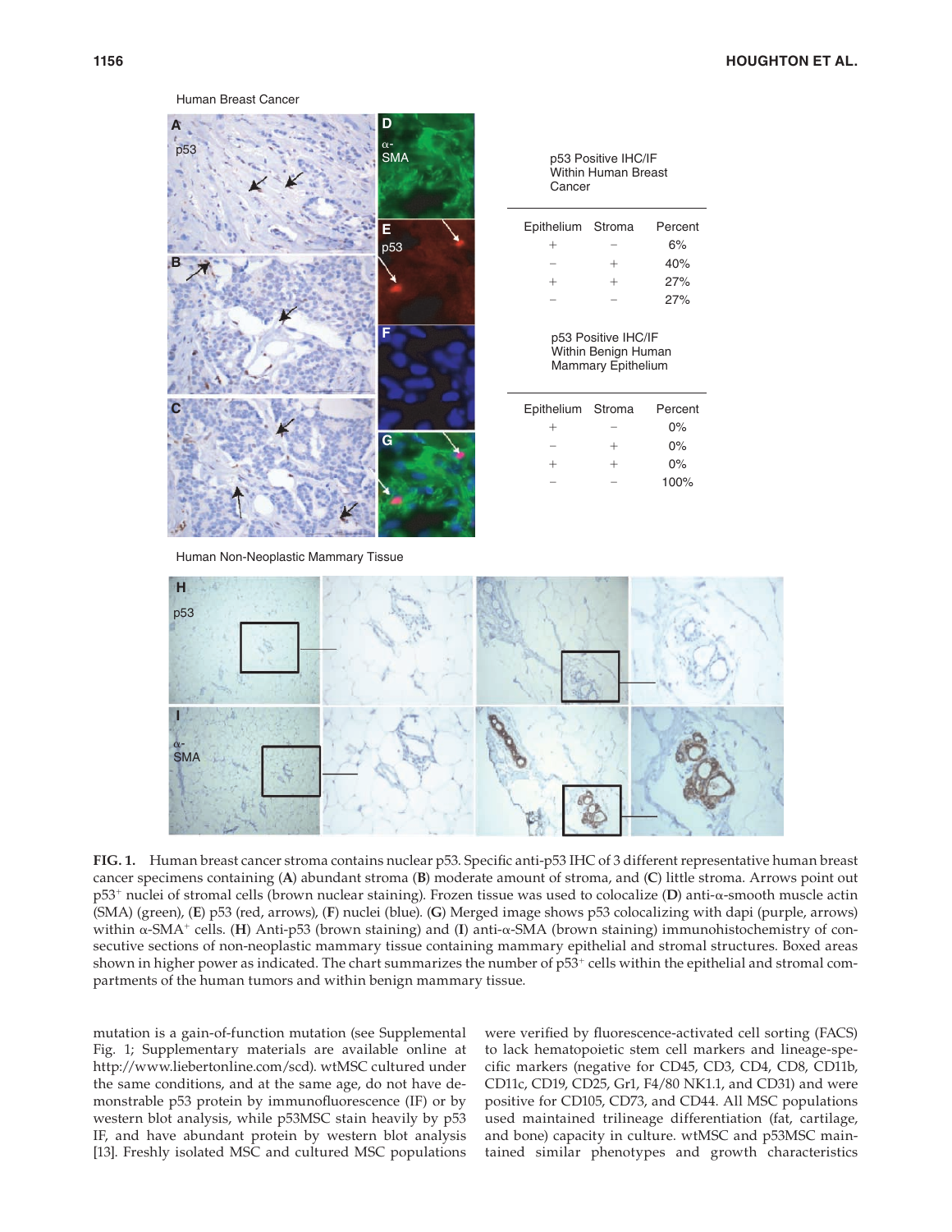Human Breast Cancer

| p53 Positive IHC/IF Within Human Breast Cancer | | |
|---|---|---|
| Epithelium | Stroma | Percent |
| + | − | 6% |
| − | + | 40% |
| + | + | 27% |
| − | − | 27% |

| p53 Positive IHC/IF Within Benign Human Mammary Epithelium | | |
|---|---|---|
| Epithelium | Stroma | Percent |
| + | − | 0% |
| − | + | 0% |
| + | + | 0% |
| − | − | 100% |

Human Non-Neoplastic Mammary Tissue

**FIG. 1.** Human breast cancer stroma contains nuclear p53. Specific anti-p53 IHC of 3 different representative human breast cancer specimens containing (**A**) abundant stroma (**B**) moderate amount of stroma, and (**C**) little stroma. Arrows point out p53$^{+}$ nuclei of stromal cells (brown nuclear staining). Frozen tissue was used to colocalize (**D**) anti-α-smooth muscle actin (SMA) (green), (**E**) p53 (red, arrows), (**F**) nuclei (blue). (**G**) Merged image shows p53 colocalizing with dapi (purple, arrows) within α-SMA$^{+}$ cells. (**H**) Anti-p53 (brown staining) and (**I**) anti-α-SMA (brown staining) immunohistochemistry of consecutive sections of non-neoplastic mammary tissue containing mammary epithelial and stromal structures. Boxed areas shown in higher power as indicated. The chart summarizes the number of p53$^{+}$ cells within the epithelial and stromal compartments of the human tumors and within benign mammary tissue.

mutation is a gain-of-function mutation (see Supplemental Fig. 1; Supplementary materials are available online at http://www.liebertonline.com/scd). wtMSC cultured under the same conditions, and at the same age, do not have demonstrable p53 protein by immunofluorescence (IF) or by western blot analysis, while p53MSC stain heavily by p53 IF, and have abundant protein by western blot analysis [13]. Freshly isolated MSC and cultured MSC populations were verified by fluorescence-activated cell sorting (FACS) to lack hematopoietic stem cell markers and lineage-specific markers (negative for CD45, CD3, CD4, CD8, CD11b, CD11c, CD19, CD25, Gr1, F4/80 NK1.1, and CD31) and were positive for CD105, CD73, and CD44. All MSC populations used maintained trilineage differentiation (fat, cartilage, and bone) capacity in culture. wtMSC and p53MSC maintained similar phenotypes and growth characteristics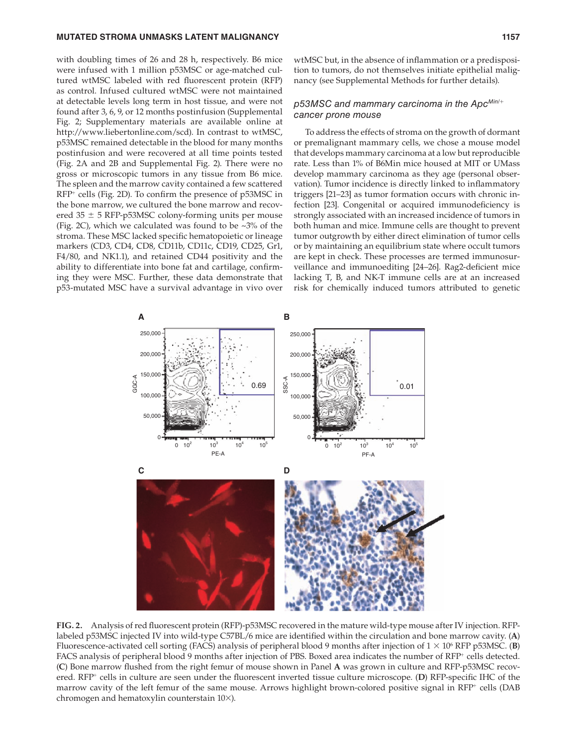with doubling times of 26 and 28 h, respectively. B6 mice were infused with 1 million p53MSC or age-matched cultured wtMSC labeled with red fluorescent protein (RFP) as control. Infused cultured wtMSC were not maintained at detectable levels long term in host tissue, and were not found after 3, 6, 9, or 12 months postinfusion (Supplemental Fig. 2; Supplementary materials are available online at http://www.liebertonline.com/scd). In contrast to wtMSC, p53MSC remained detectable in the blood for many months postinfusion and were recovered at all time points tested (Fig. 2A and 2B and Supplemental Fig. 2). There were no gross or microscopic tumors in any tissue from B6 mice. The spleen and the marrow cavity contained a few scattered RFP+ cells (Fig. 2D). To confirm the presence of p53MSC in the bone marrow, we cultured the bone marrow and recovered 35 ± 5 RFP-p53MSC colony-forming units per mouse (Fig. 2C), which we calculated was found to be ~3% of the stroma. These MSC lacked specific hematopoietic or lineage markers (CD3, CD4, CD8, CD11b, CD11c, CD19, CD25, Gr1, F4/80, and NK1.1), and retained CD44 positivity and the ability to differentiate into bone fat and cartilage, confirming they were MSC. Further, these data demonstrate that p53-mutated MSC have a survival advantage in vivo over wtMSC but, in the absence of inflammation or a predisposition to tumors, do not themselves initiate epithelial malignancy (see Supplemental Methods for further details).

### *p53MSC and mammary carcinoma in the $Apc^{Min/+}$ cancer prone mouse*

To address the effects of stroma on the growth of dormant or premalignant mammary cells, we chose a mouse model that develops mammary carcinoma at a low but reproducible rate. Less than 1% of B6Min mice housed at MIT or UMass develop mammary carcinoma as they age (personal observation). Tumor incidence is directly linked to inflammatory triggers [21–23] as tumor formation occurs with chronic infection [23]. Congenital or acquired immunodeficiency is strongly associated with an increased incidence of tumors in both human and mice. Immune cells are thought to prevent tumor outgrowth by either direct elimination of tumor cells or by maintaining an equilibrium state where occult tumors are kept in check. These processes are termed immunosurveillance and immunoediting [24–26]. Rag2-deficient mice lacking T, B, and NK-T immune cells are at an increased risk for chemically induced tumors attributed to genetic

**FIG. 2.** Analysis of red fluorescent protein (RFP)-p53MSC recovered in the mature wild-type mouse after IV injection. RFP-labeled p53MSC injected IV into wild-type C57BL/6 mice are identified within the circulation and bone marrow cavity. (**A**) Fluorescence-activated cell sorting (FACS) analysis of peripheral blood 9 months after injection of $1 \times 10^6$ RFP p53MSC. (**B**) FACS analysis of peripheral blood 9 months after injection of PBS. Boxed area indicates the number of RFP+ cells detected. (**C**) Bone marrow flushed from the right femur of mouse shown in Panel **A** was grown in culture and RFP-p53MSC recovered. RFP+ cells in culture are seen under the fluorescent inverted tissue culture microscope. (**D**) RFP-specific IHC of the marrow cavity of the left femur of the same mouse. Arrows highlight brown-colored positive signal in RFP+ cells (DAB chromogen and hematoxylin counterstain 10×).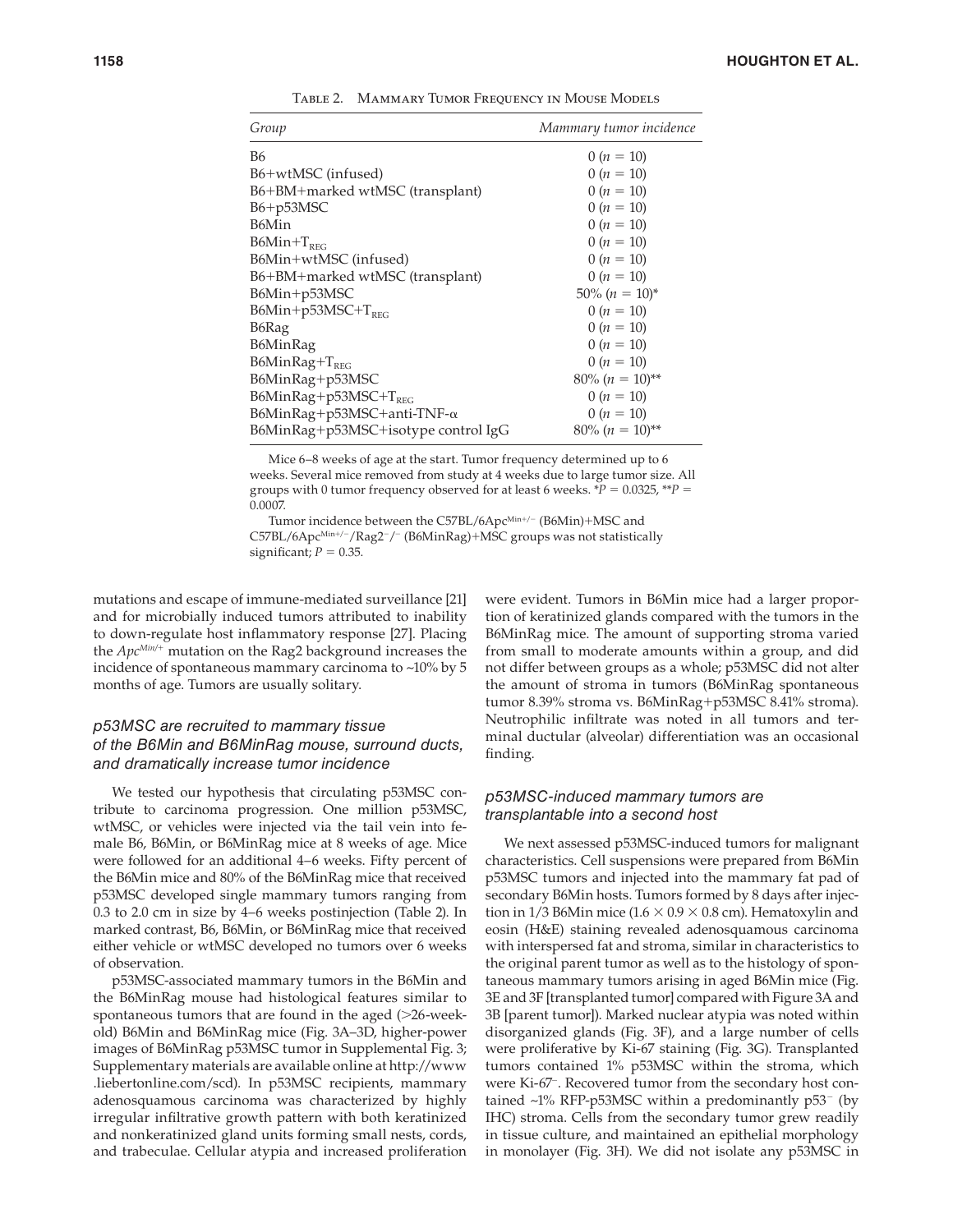Table 2. Mammary Tumor Frequency in Mouse Models

| Group | Mammary tumor incidence |
|---|---|
| B6 | 0 ($n$ = 10) |
| B6+wtMSC (infused) | 0 ($n$ = 10) |
| B6+BM+marked wtMSC (transplant) | 0 ($n$ = 10) |
| B6+p53MSC | 0 ($n$ = 10) |
| B6Min | 0 ($n$ = 10) |
| B6Min+$T_{REG}$ | 0 ($n$ = 10) |
| B6Min+wtMSC (infused) | 0 ($n$ = 10) |
| B6+BM+marked wtMSC (transplant) | 0 ($n$ = 10) |
| B6Min+p53MSC | 50% ($n$ = 10)* |
| B6Min+p53MSC+$T_{REG}$ | 0 ($n$ = 10) |
| B6Rag | 0 ($n$ = 10) |
| B6MinRag | 0 ($n$ = 10) |
| B6MinRag+$T_{REG}$ | 0 ($n$ = 10) |
| B6MinRag+p53MSC | 80% ($n$ = 10)** |
| B6MinRag+p53MSC+$T_{REG}$ | 0 ($n$ = 10) |
| B6MinRag+p53MSC+anti-TNF-α | 0 ($n$ = 10) |
| B6MinRag+p53MSC+isotype control IgG | 80% ($n$ = 10)** |

Mice 6–8 weeks of age at the start. Tumor frequency determined up to 6 weeks. Several mice removed from study at 4 weeks due to large tumor size. All groups with 0 tumor frequency observed for at least 6 weeks. *$P$ = 0.0325, **$P$ = 0.0007.

Tumor incidence between the C57BL/6Apc$^{Min+/-}$ (B6Min)+MSC and C57BL/6Apc$^{Min+/-}$/Rag2$^{-}$/$^{-}$ (B6MinRag)+MSC groups was not statistically significant; $P$ = 0.35.

mutations and escape of immune-mediated surveillance [21] and for microbially induced tumors attributed to inability to down-regulate host inflammatory response [27]. Placing the *Apc$^{Min/+}$* mutation on the Rag2 background increases the incidence of spontaneous mammary carcinoma to ~10% by 5 months of age. Tumors are usually solitary.

### *p53MSC are recruited to mammary tissue of the B6Min and B6MinRag mouse, surround ducts, and dramatically increase tumor incidence*

We tested our hypothesis that circulating p53MSC contribute to carcinoma progression. One million p53MSC, wtMSC, or vehicles were injected via the tail vein into female B6, B6Min, or B6MinRag mice at 8 weeks of age. Mice were followed for an additional 4–6 weeks. Fifty percent of the B6Min mice and 80% of the B6MinRag mice that received p53MSC developed single mammary tumors ranging from 0.3 to 2.0 cm in size by 4–6 weeks postinjection (Table 2). In marked contrast, B6, B6Min, or B6MinRag mice that received either vehicle or wtMSC developed no tumors over 6 weeks of observation.

p53MSC-associated mammary tumors in the B6Min and the B6MinRag mouse had histological features similar to spontaneous tumors that are found in the aged (>26-week-old) B6Min and B6MinRag mice (Fig. 3A–3D, higher-power images of B6MinRag p53MSC tumor in Supplemental Fig. 3; Supplementary materials are available online at http://www.liebertonline.com/scd). In p53MSC recipients, mammary adenosquamous carcinoma was characterized by highly irregular infiltrative growth pattern with both keratinized and nonkeratinized gland units forming small nests, cords, and trabeculae. Cellular atypia and increased proliferation were evident. Tumors in B6Min mice had a larger proportion of keratinized glands compared with the tumors in the B6MinRag mice. The amount of supporting stroma varied from small to moderate amounts within a group, and did not differ between groups as a whole; p53MSC did not alter the amount of stroma in tumors (B6MinRag spontaneous tumor 8.39% stroma vs. B6MinRag+p53MSC 8.41% stroma). Neutrophilic infiltrate was noted in all tumors and terminal ductular (alveolar) differentiation was an occasional finding.

### *p53MSC-induced mammary tumors are transplantable into a second host*

We next assessed p53MSC-induced tumors for malignant characteristics. Cell suspensions were prepared from B6Min p53MSC tumors and injected into the mammary fat pad of secondary B6Min hosts. Tumors formed by 8 days after injection in 1/3 B6Min mice (1.6 × 0.9 × 0.8 cm). Hematoxylin and eosin (H&E) staining revealed adenosquamous carcinoma with interspersed fat and stroma, similar in characteristics to the original parent tumor as well as to the histology of spontaneous mammary tumors arising in aged B6Min mice (Fig. 3E and 3F [transplanted tumor] compared with Figure 3A and 3B [parent tumor]). Marked nuclear atypia was noted within disorganized glands (Fig. 3F), and a large number of cells were proliferative by Ki-67 staining (Fig. 3G). Transplanted tumors contained 1% p53MSC within the stroma, which were Ki-67$^{-}$. Recovered tumor from the secondary host contained ~1% RFP-p53MSC within a predominantly p53$^{-}$ (by IHC) stroma. Cells from the secondary tumor grew readily in tissue culture, and maintained an epithelial morphology in monolayer (Fig. 3H). We did not isolate any p53MSC in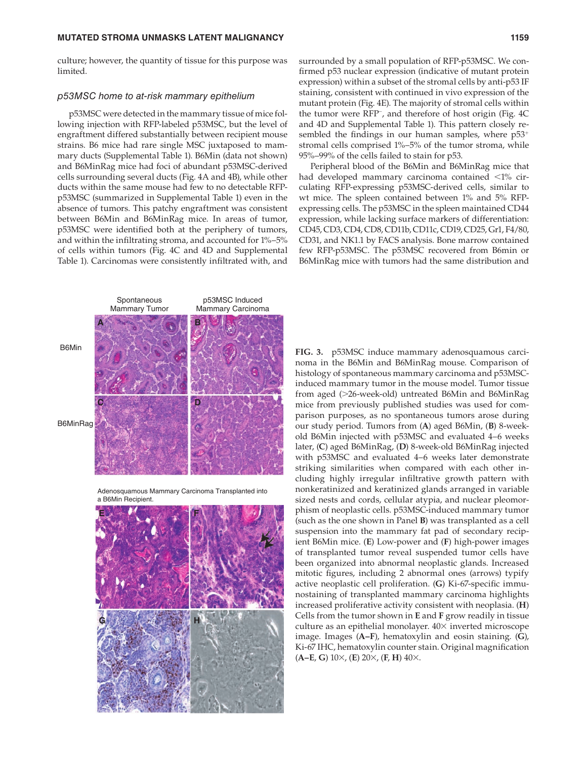culture; however, the quantity of tissue for this purpose was limited.

### *p53MSC home to at-risk mammary epithelium*

p53MSC were detected in the mammary tissue of mice following injection with RFP-labeled p53MSC, but the level of engraftment differed substantially between recipient mouse strains. B6 mice had rare single MSC juxtaposed to mammary ducts (Supplemental Table 1). B6Min (data not shown) and B6MinRag mice had foci of abundant p53MSC-derived cells surrounding several ducts (Fig. 4A and 4B), while other ducts within the same mouse had few to no detectable RFP-p53MSC (summarized in Supplemental Table 1) even in the absence of tumors. This patchy engraftment was consistent between B6Min and B6MinRag mice. In areas of tumor, p53MSC were identified both at the periphery of tumors, and within the infiltrating stroma, and accounted for 1%–5% of cells within tumors (Fig. 4C and 4D and Supplemental Table 1). Carcinomas were consistently infiltrated with, and surrounded by a small population of RFP-p53MSC. We confirmed p53 nuclear expression (indicative of mutant protein expression) within a subset of the stromal cells by anti-p53 IF staining, consistent with continued in vivo expression of the mutant protein (Fig. 4E). The majority of stromal cells within the tumor were RFP$^{-}$, and therefore of host origin (Fig. 4C and 4D and Supplemental Table 1). This pattern closely resembled the findings in our human samples, where p53$^{+}$ stromal cells comprised 1%–5% of the tumor stroma, while 95%–99% of the cells failed to stain for p53.

Peripheral blood of the B6Min and B6MinRag mice that had developed mammary carcinoma contained <1% circulating RFP-expressing p53MSC-derived cells, similar to wt mice. The spleen contained between 1% and 5% RFP-expressing cells. The p53MSC in the spleen maintained CD44 expression, while lacking surface markers of differentiation: CD45, CD3, CD4, CD8, CD11b, CD11c, CD19, CD25, Gr1, F4/80, CD31, and NK1.1 by FACS analysis. Bone marrow contained few RFP-p53MSC. The p53MSC recovered from B6min or B6MinRag mice with tumors had the same distribution and

**FIG. 3.** p53MSC induce mammary adenosquamous carcinoma in the B6Min and B6MinRag mouse. Comparison of histology of spontaneous mammary carcinoma and p53MSC-induced mammary tumor in the mouse model. Tumor tissue from aged (>26-week-old) untreated B6Min and B6MinRag mice from previously published studies was used for comparison purposes, as no spontaneous tumors arose during our study period. Tumors from (**A**) aged B6Min, (**B**) 8-week-old B6Min injected with p53MSC and evaluated 4–6 weeks later, (**C**) aged B6MinRag, (**D**) 8-week-old B6MinRag injected with p53MSC and evaluated 4–6 weeks later demonstrate striking similarities when compared with each other including highly irregular infiltrative growth pattern with nonkeratinized and keratinized glands arranged in variable sized nests and cords, cellular atypia, and nuclear pleomorphism of neoplastic cells. p53MSC-induced mammary tumor (such as the one shown in Panel **B**) was transplanted as a cell suspension into the mammary fat pad of secondary recipient B6Min mice. (**E**) Low-power and (**F**) high-power images of transplanted tumor reveal suspended tumor cells have been organized into abnormal neoplastic glands. Increased mitotic figures, including 2 abnormal ones (arrows) typify active neoplastic cell proliferation. (**G**) Ki-67-specific immunostaining of transplanted mammary carcinoma highlights increased proliferative activity consistent with neoplasia. (**H**) Cells from the tumor shown in **E** and **F** grow readily in tissue culture as an epithelial monolayer. 40× inverted microscope image. Images (**A–F**), hematoxylin and eosin staining. (**G**), Ki-67 IHC, hematoxylin counter stain. Original magnification (**A–E**, **G**) 10×, (**E**) 20×, (**F**, **H**) 40×.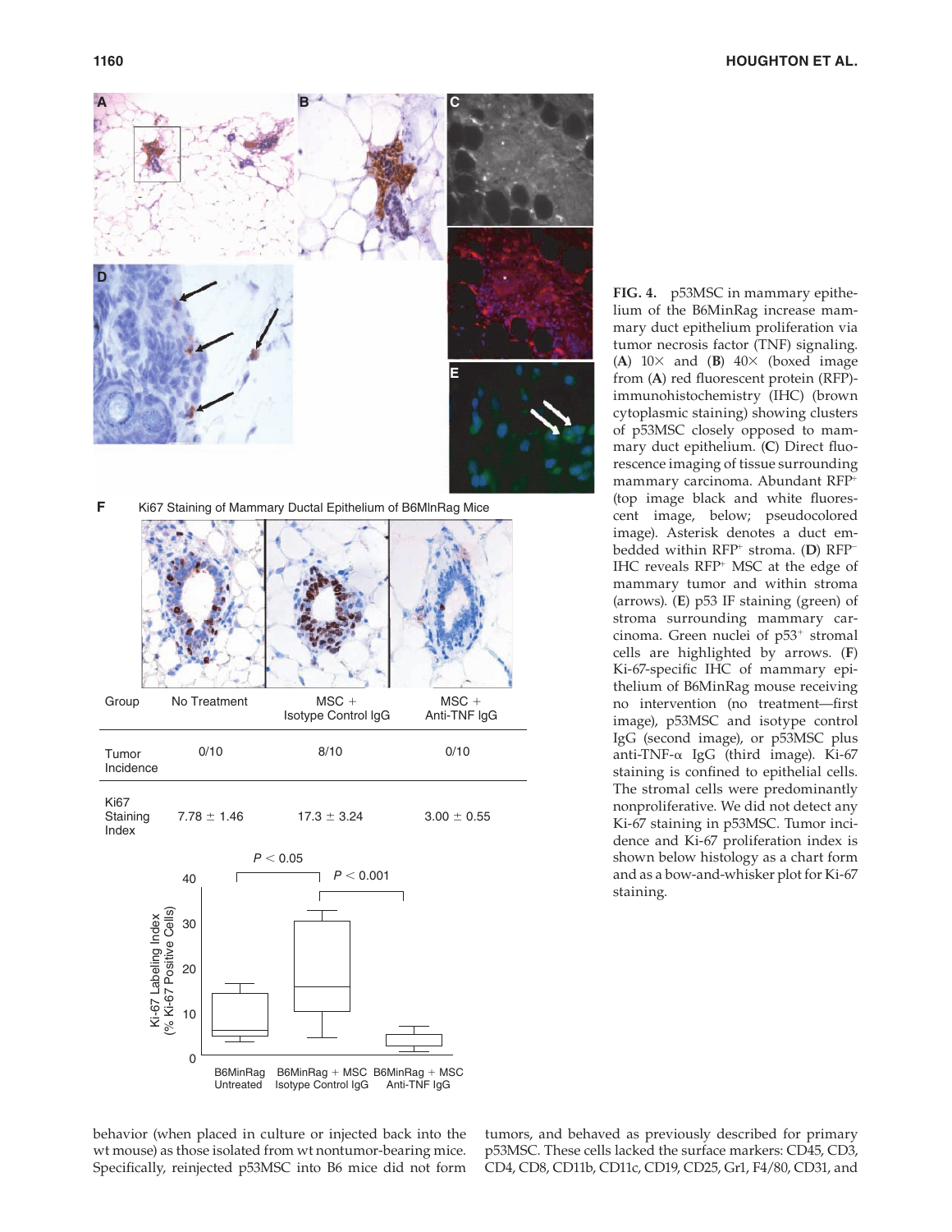F Ki67 Staining of Mammary Ductal Epithelium of B6MlnRag Mice

| Group | No Treatment | MSC + Isotype Control IgG | MSC + Anti-TNF IgG |
|---|---|---|---|
| Tumor Incidence | 0/10 | 8/10 | 0/10 |
| Ki67 Staining Index | 7.78 ± 1.46 | 17.3 ± 3.24 | 3.00 ± 0.55 |

**FIG. 4.** p53MSC in mammary epithelium of the B6MinRag increase mammary duct epithelium proliferation via tumor necrosis factor (TNF) signaling. (**A**) 10× and (**B**) 40× (boxed image from (**A**) red fluorescent protein (RFP)-immunohistochemistry (IHC) (brown cytoplasmic staining) showing clusters of p53MSC closely opposed to mammary duct epithelium. (**C**) Direct fluorescence imaging of tissue surrounding mammary carcinoma. Abundant RFP$^{+}$ (top image black and white fluorescent image, below; pseudocolored image). Asterisk denotes a duct embedded within RFP$^{+}$ stroma. (**D**) RFP$^{-}$ IHC reveals RFP$^{+}$ MSC at the edge of mammary tumor and within stroma (arrows). (**E**) p53 IF staining (green) of stroma surrounding mammary carcinoma. Green nuclei of p53$^{+}$ stromal cells are highlighted by arrows. (**F**) Ki-67-specific IHC of mammary epithelium of B6MinRag mouse receiving no intervention (no treatment—first image), p53MSC and isotype control IgG (second image), or p53MSC plus anti-TNF-α IgG (third image). Ki-67 staining is confined to epithelial cells. The stromal cells were predominantly nonproliferative. We did not detect any Ki-67 staining in p53MSC. Tumor incidence and Ki-67 proliferation index is shown below histology as a chart form and as a bow-and-whisker plot for Ki-67 staining.

behavior (when placed in culture or injected back into the wt mouse) as those isolated from wt nontumor-bearing mice. Specifically, reinjected p53MSC into B6 mice did not form tumors, and behaved as previously described for primary p53MSC. These cells lacked the surface markers: CD45, CD3, CD4, CD8, CD11b, CD11c, CD19, CD25, Gr1, F4/80, CD31, and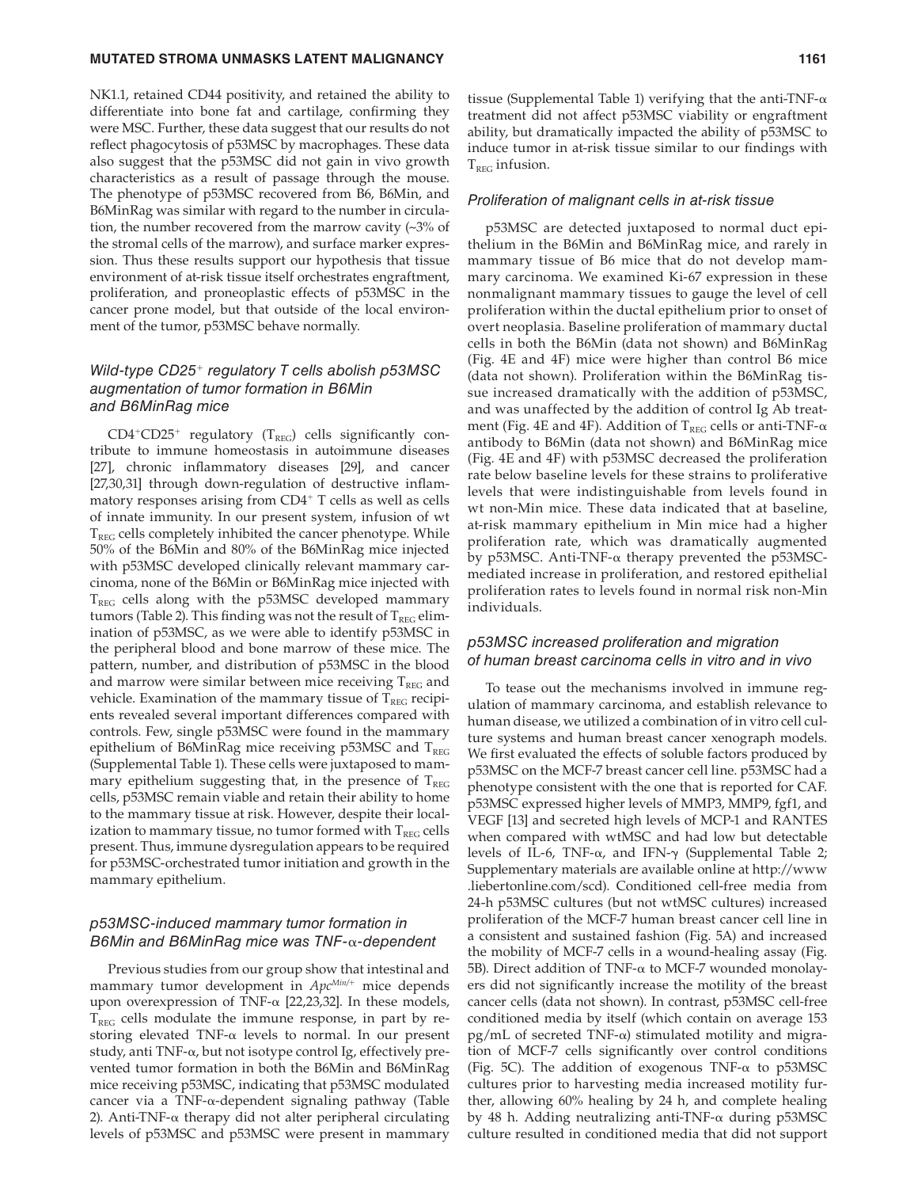NK1.1, retained CD44 positivity, and retained the ability to differentiate into bone fat and cartilage, confirming they were MSC. Further, these data suggest that our results do not reflect phagocytosis of p53MSC by macrophages. These data also suggest that the p53MSC did not gain in vivo growth characteristics as a result of passage through the mouse. The phenotype of p53MSC recovered from B6, B6Min, and B6MinRag was similar with regard to the number in circulation, the number recovered from the marrow cavity (~3% of the stromal cells of the marrow), and surface marker expression. Thus these results support our hypothesis that tissue environment of at-risk tissue itself orchestrates engraftment, proliferation, and proneoplastic effects of p53MSC in the cancer prone model, but that outside of the local environment of the tumor, p53MSC behave normally.

### *Wild-type CD25$^+$ regulatory T cells abolish p53MSC augmentation of tumor formation in B6Min and B6MinRag mice*

CD4$^+$CD25$^+$ regulatory ($T_{REG}$) cells significantly contribute to immune homeostasis in autoimmune diseases [27], chronic inflammatory diseases [29], and cancer [27,30,31] through down-regulation of destructive inflammatory responses arising from CD4$^+$ T cells as well as cells of innate immunity. In our present system, infusion of wt $T_{REG}$ cells completely inhibited the cancer phenotype. While 50% of the B6Min and 80% of the B6MinRag mice injected with p53MSC developed clinically relevant mammary carcinoma, none of the B6Min or B6MinRag mice injected with $T_{REG}$ cells along with the p53MSC developed mammary tumors (Table 2). This finding was not the result of $T_{REG}$ elimination of p53MSC, as we were able to identify p53MSC in the peripheral blood and bone marrow of these mice. The pattern, number, and distribution of p53MSC in the blood and marrow were similar between mice receiving $T_{REG}$ and vehicle. Examination of the mammary tissue of $T_{REG}$ recipients revealed several important differences compared with controls. Few, single p53MSC were found in the mammary epithelium of B6MinRag mice receiving p53MSC and $T_{REG}$ (Supplemental Table 1). These cells were juxtaposed to mammary epithelium suggesting that, in the presence of $T_{REG}$ cells, p53MSC remain viable and retain their ability to home to the mammary tissue at risk. However, despite their localization to mammary tissue, no tumor formed with $T_{REG}$ cells present. Thus, immune dysregulation appears to be required for p53MSC-orchestrated tumor initiation and growth in the mammary epithelium.

### *p53MSC-induced mammary tumor formation in B6Min and B6MinRag mice was TNF-α-dependent*

Previous studies from our group show that intestinal and mammary tumor development in *Apc*$^{Min/+}$ mice depends upon overexpression of TNF-α [22,23,32]. In these models, $T_{REG}$ cells modulate the immune response, in part by restoring elevated TNF-α levels to normal. In our present study, anti TNF-α, but not isotype control Ig, effectively prevented tumor formation in both the B6Min and B6MinRag mice receiving p53MSC, indicating that p53MSC modulated cancer via a TNF-α-dependent signaling pathway (Table 2). Anti-TNF-α therapy did not alter peripheral circulating levels of p53MSC and p53MSC were present in mammary tissue (Supplemental Table 1) verifying that the anti-TNF-α treatment did not affect p53MSC viability or engraftment ability, but dramatically impacted the ability of p53MSC to induce tumor in at-risk tissue similar to our findings with $T_{REG}$ infusion.

### *Proliferation of malignant cells in at-risk tissue*

p53MSC are detected juxtaposed to normal duct epithelium in the B6Min and B6MinRag mice, and rarely in mammary tissue of B6 mice that do not develop mammary carcinoma. We examined Ki-67 expression in these nonmalignant mammary tissues to gauge the level of cell proliferation within the ductal epithelium prior to onset of overt neoplasia. Baseline proliferation of mammary ductal cells in both the B6Min (data not shown) and B6MinRag (Fig. 4E and 4F) mice were higher than control B6 mice (data not shown). Proliferation within the B6MinRag tissue increased dramatically with the addition of p53MSC, and was unaffected by the addition of control Ig Ab treatment (Fig. 4E and 4F). Addition of $T_{REG}$ cells or anti-TNF-α antibody to B6Min (data not shown) and B6MinRag mice (Fig. 4E and 4F) with p53MSC decreased the proliferation rate below baseline levels for these strains to proliferative levels that were indistinguishable from levels found in wt non-Min mice. These data indicated that at baseline, at-risk mammary epithelium in Min mice had a higher proliferation rate, which was dramatically augmented by p53MSC. Anti-TNF-α therapy prevented the p53MSC-mediated increase in proliferation, and restored epithelial proliferation rates to levels found in normal risk non-Min individuals.

### *p53MSC increased proliferation and migration of human breast carcinoma cells in vitro and in vivo*

To tease out the mechanisms involved in immune regulation of mammary carcinoma, and establish relevance to human disease, we utilized a combination of in vitro cell culture systems and human breast cancer xenograph models. We first evaluated the effects of soluble factors produced by p53MSC on the MCF-7 breast cancer cell line. p53MSC had a phenotype consistent with the one that is reported for CAF. p53MSC expressed higher levels of MMP3, MMP9, fgf1, and VEGF [13] and secreted high levels of MCP-1 and RANTES when compared with wtMSC and had low but detectable levels of IL-6, TNF-α, and IFN-γ (Supplemental Table 2; Supplementary materials are available online at http://www.liebertonline.com/scd). Conditioned cell-free media from 24-h p53MSC cultures (but not wtMSC cultures) increased proliferation of the MCF-7 human breast cancer cell line in a consistent and sustained fashion (Fig. 5A) and increased the mobility of MCF-7 cells in a wound-healing assay (Fig. 5B). Direct addition of TNF-α to MCF-7 wounded monolayers did not significantly increase the motility of the breast cancer cells (data not shown). In contrast, p53MSC cell-free conditioned media by itself (which contain on average 153 pg/mL of secreted TNF-α) stimulated motility and migration of MCF-7 cells significantly over control conditions (Fig. 5C). The addition of exogenous TNF-α to p53MSC cultures prior to harvesting media increased motility further, allowing 60% healing by 24 h, and complete healing by 48 h. Adding neutralizing anti-TNF-α during p53MSC culture resulted in conditioned media that did not support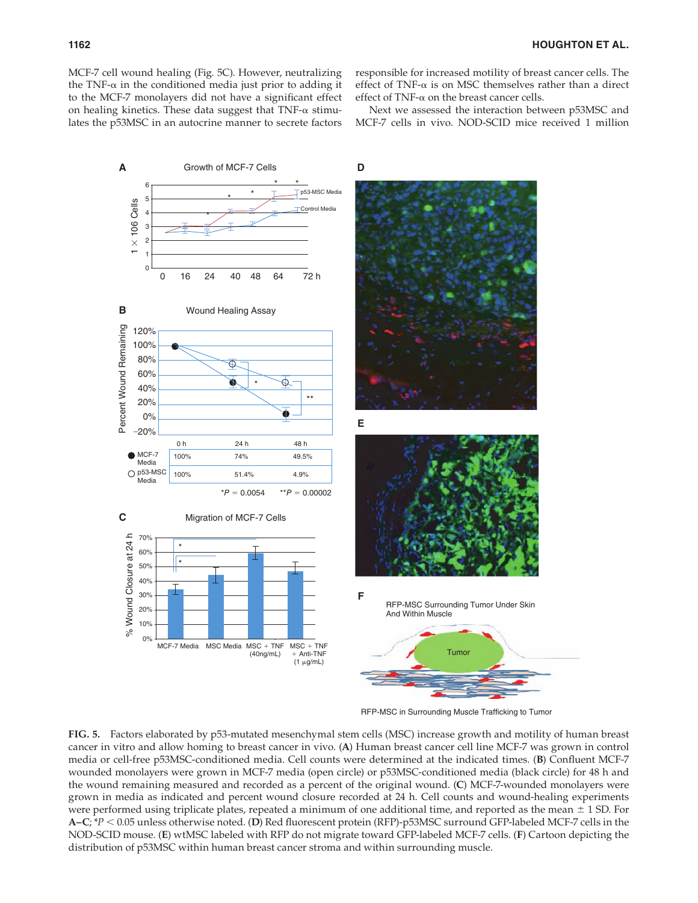MCF-7 cell wound healing (Fig. 5C). However, neutralizing the TNF-α in the conditioned media just prior to adding it to the MCF-7 monolayers did not have a significant effect on healing kinetics. These data suggest that TNF-α stimulates the p53MSC in an autocrine manner to secrete factors responsible for increased motility of breast cancer cells. The effect of TNF-α is on MSC themselves rather than a direct effect of TNF-α on the breast cancer cells.

Next we assessed the interaction between p53MSC and MCF-7 cells in vivo. NOD-SCID mice received 1 million

**FIG. 5.** Factors elaborated by p53-mutated mesenchymal stem cells (MSC) increase growth and motility of human breast cancer in vitro and allow homing to breast cancer in vivo. (**A**) Human breast cancer cell line MCF-7 was grown in control media or cell-free p53MSC-conditioned media. Cell counts were determined at the indicated times. (**B**) Confluent MCF-7 wounded monolayers were grown in MCF-7 media (open circle) or p53MSC-conditioned media (black circle) for 48 h and the wound remaining measured and recorded as a percent of the original wound. (**C**) MCF-7-wounded monolayers were grown in media as indicated and percent wound closure recorded at 24 h. Cell counts and wound-healing experiments were performed using triplicate plates, repeated a minimum of one additional time, and reported as the mean ± 1 SD. For **A–C**; $^*P < 0.05$ unless otherwise noted. (**D**) Red fluorescent protein (RFP)-p53MSC surround GFP-labeled MCF-7 cells in the NOD-SCID mouse. (**E**) wtMSC labeled with RFP do not migrate toward GFP-labeled MCF-7 cells. (**F**) Cartoon depicting the distribution of p53MSC within human breast cancer stroma and within surrounding muscle.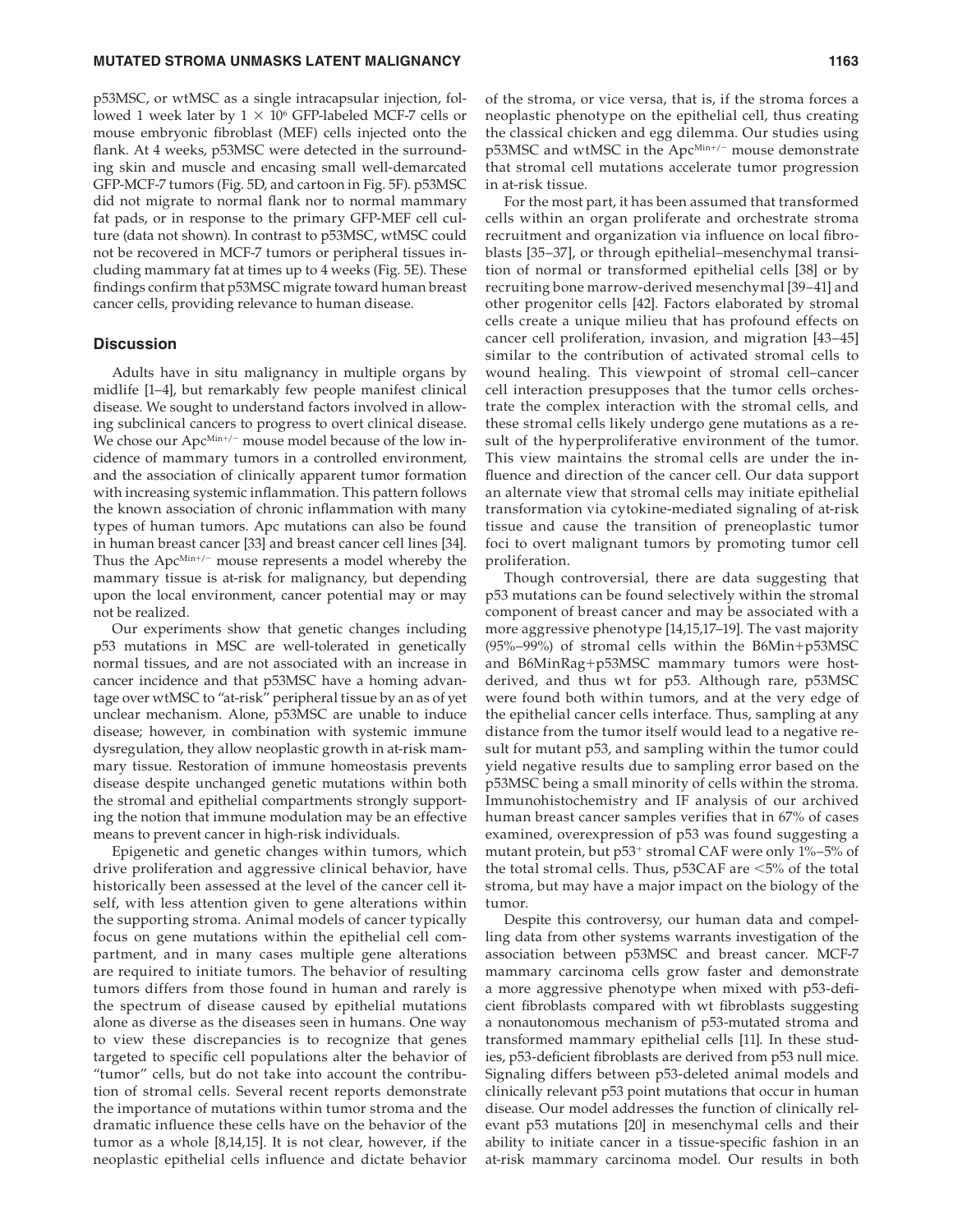p53MSC, or wtMSC as a single intracapsular injection, followed 1 week later by $1 \times 10^6$ GFP-labeled MCF-7 cells or mouse embryonic fibroblast (MEF) cells injected onto the flank. At 4 weeks, p53MSC were detected in the surrounding skin and muscle and encasing small well-demarcated GFP-MCF-7 tumors (Fig. 5D, and cartoon in Fig. 5F). p53MSC did not migrate to normal flank nor to normal mammary fat pads, or in response to the primary GFP-MEF cell culture (data not shown). In contrast to p53MSC, wtMSC could not be recovered in MCF-7 tumors or peripheral tissues including mammary fat at times up to 4 weeks (Fig. 5E). These findings confirm that p53MSC migrate toward human breast cancer cells, providing relevance to human disease.

## Discussion

Adults have in situ malignancy in multiple organs by midlife [1–4], but remarkably few people manifest clinical disease. We sought to understand factors involved in allowing subclinical cancers to progress to overt clinical disease. We chose our $Apc^{Min+/-}$ mouse model because of the low incidence of mammary tumors in a controlled environment, and the association of clinically apparent tumor formation with increasing systemic inflammation. This pattern follows the known association of chronic inflammation with many types of human tumors. Apc mutations can also be found in human breast cancer [33] and breast cancer cell lines [34]. Thus the $Apc^{Min+/-}$ mouse represents a model whereby the mammary tissue is at-risk for malignancy, but depending upon the local environment, cancer potential may or may not be realized.

Our experiments show that genetic changes including p53 mutations in MSC are well-tolerated in genetically normal tissues, and are not associated with an increase in cancer incidence and that p53MSC have a homing advantage over wtMSC to "at-risk" peripheral tissue by an as of yet unclear mechanism. Alone, p53MSC are unable to induce disease; however, in combination with systemic immune dysregulation, they allow neoplastic growth in at-risk mammary tissue. Restoration of immune homeostasis prevents disease despite unchanged genetic mutations within both the stromal and epithelial compartments strongly supporting the notion that immune modulation may be an effective means to prevent cancer in high-risk individuals.

Epigenetic and genetic changes within tumors, which drive proliferation and aggressive clinical behavior, have historically been assessed at the level of the cancer cell itself, with less attention given to gene alterations within the supporting stroma. Animal models of cancer typically focus on gene mutations within the epithelial cell compartment, and in many cases multiple gene alterations are required to initiate tumors. The behavior of resulting tumors differs from those found in human and rarely is the spectrum of disease caused by epithelial mutations alone as diverse as the diseases seen in humans. One way to view these discrepancies is to recognize that genes targeted to specific cell populations alter the behavior of "tumor" cells, but do not take into account the contribution of stromal cells. Several recent reports demonstrate the importance of mutations within tumor stroma and the dramatic influence these cells have on the behavior of the tumor as a whole [8,14,15]. It is not clear, however, if the neoplastic epithelial cells influence and dictate behavior of the stroma, or vice versa, that is, if the stroma forces a neoplastic phenotype on the epithelial cell, thus creating the classical chicken and egg dilemma. Our studies using p53MSC and wtMSC in the $Apc^{Min+/-}$ mouse demonstrate that stromal cell mutations accelerate tumor progression in at-risk tissue.

For the most part, it has been assumed that transformed cells within an organ proliferate and orchestrate stroma recruitment and organization via influence on local fibroblasts [35–37], or through epithelial–mesenchymal transition of normal or transformed epithelial cells [38] or by recruiting bone marrow-derived mesenchymal [39–41] and other progenitor cells [42]. Factors elaborated by stromal cells create a unique milieu that has profound effects on cancer cell proliferation, invasion, and migration [43–45] similar to the contribution of activated stromal cells to wound healing. This viewpoint of stromal cell–cancer cell interaction presupposes that the tumor cells orchestrate the complex interaction with the stromal cells, and these stromal cells likely undergo gene mutations as a result of the hyperproliferative environment of the tumor. This view maintains the stromal cells are under the influence and direction of the cancer cell. Our data support an alternate view that stromal cells may initiate epithelial transformation via cytokine-mediated signaling of at-risk tissue and cause the transition of preneoplastic tumor foci to overt malignant tumors by promoting tumor cell proliferation.

Though controversial, there are data suggesting that p53 mutations can be found selectively within the stromal component of breast cancer and may be associated with a more aggressive phenotype [14,15,17–19]. The vast majority (95%–99%) of stromal cells within the B6Min+p53MSC and B6MinRag+p53MSC mammary tumors were host-derived, and thus wt for p53. Although rare, p53MSC were found both within tumors, and at the very edge of the epithelial cancer cells interface. Thus, sampling at any distance from the tumor itself would lead to a negative result for mutant p53, and sampling within the tumor could yield negative results due to sampling error based on the p53MSC being a small minority of cells within the stroma. Immunohistochemistry and IF analysis of our archived human breast cancer samples verifies that in 67% of cases examined, overexpression of p53 was found suggesting a mutant protein, but $p53^+$ stromal CAF were only 1%–5% of the total stromal cells. Thus, p53CAF are <5% of the total stroma, but may have a major impact on the biology of the tumor.

Despite this controversy, our human data and compelling data from other systems warrants investigation of the association between p53MSC and breast cancer. MCF-7 mammary carcinoma cells grow faster and demonstrate a more aggressive phenotype when mixed with p53-deficient fibroblasts compared with wt fibroblasts suggesting a nonautonomous mechanism of p53-mutated stroma and transformed mammary epithelial cells [11]. In these studies, p53-deficient fibroblasts are derived from p53 null mice. Signaling differs between p53-deleted animal models and clinically relevant p53 point mutations that occur in human disease. Our model addresses the function of clinically relevant p53 mutations [20] in mesenchymal cells and their ability to initiate cancer in a tissue-specific fashion in an at-risk mammary carcinoma model. Our results in both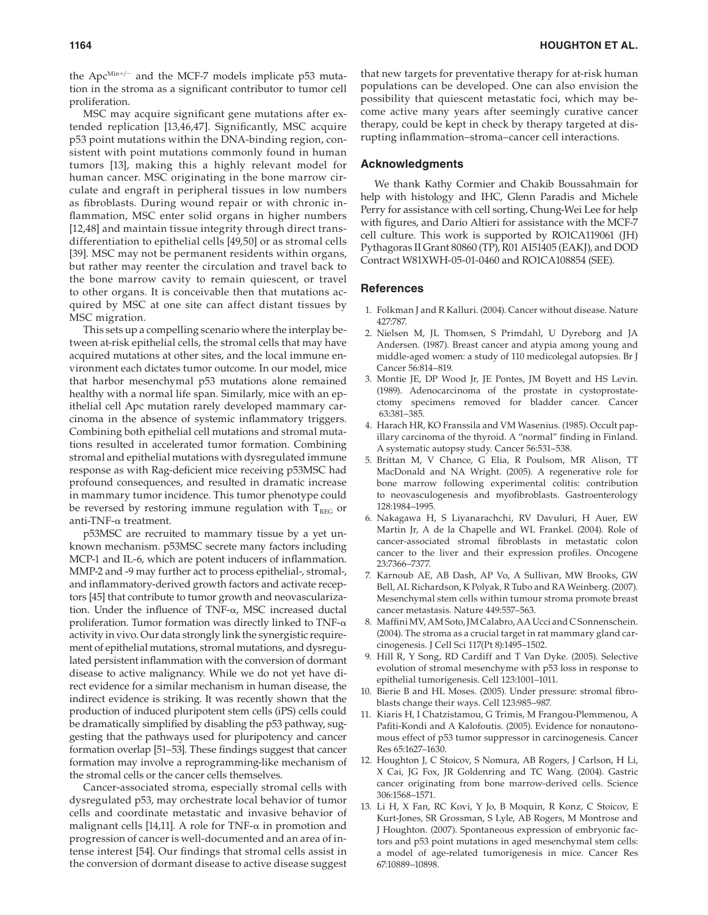the $Apc^{Min+/-}$ and the MCF-7 models implicate p53 mutation in the stroma as a significant contributor to tumor cell proliferation.

MSC may acquire significant gene mutations after extended replication [13,46,47]. Significantly, MSC acquire p53 point mutations within the DNA-binding region, consistent with point mutations commonly found in human tumors [13], making this a highly relevant model for human cancer. MSC originating in the bone marrow circulate and engraft in peripheral tissues in low numbers as fibroblasts. During wound repair or with chronic inflammation, MSC enter solid organs in higher numbers [12,48] and maintain tissue integrity through direct transdifferentiation to epithelial cells [49,50] or as stromal cells [39]. MSC may not be permanent residents within organs, but rather may reenter the circulation and travel back to the bone marrow cavity to remain quiescent, or travel to other organs. It is conceivable then that mutations acquired by MSC at one site can affect distant tissues by MSC migration.

This sets up a compelling scenario where the interplay between at-risk epithelial cells, the stromal cells that may have acquired mutations at other sites, and the local immune environment each dictates tumor outcome. In our model, mice that harbor mesenchymal p53 mutations alone remained healthy with a normal life span. Similarly, mice with an epithelial cell Apc mutation rarely developed mammary carcinoma in the absence of systemic inflammatory triggers. Combining both epithelial cell mutations and stromal mutations resulted in accelerated tumor formation. Combining stromal and epithelial mutations with dysregulated immune response as with Rag-deficient mice receiving p53MSC had profound consequences, and resulted in dramatic increase in mammary tumor incidence. This tumor phenotype could be reversed by restoring immune regulation with $T_{REG}$ or anti-TNF-α treatment.

p53MSC are recruited to mammary tissue by a yet unknown mechanism. p53MSC secrete many factors including MCP-1 and IL-6, which are potent inducers of inflammation. MMP-2 and -9 may further act to process epithelial-, stromal-, and inflammatory-derived growth factors and activate receptors [45] that contribute to tumor growth and neovascularization. Under the influence of TNF-α, MSC increased ductal proliferation. Tumor formation was directly linked to TNF-α activity in vivo. Our data strongly link the synergistic requirement of epithelial mutations, stromal mutations, and dysregulated persistent inflammation with the conversion of dormant disease to active malignancy. While we do not yet have direct evidence for a similar mechanism in human disease, the indirect evidence is striking. It was recently shown that the production of induced pluripotent stem cells (iPS) cells could be dramatically simplified by disabling the p53 pathway, suggesting that the pathways used for pluripotency and cancer formation overlap [51–53]. These findings suggest that cancer formation may involve a reprogramming-like mechanism of the stromal cells or the cancer cells themselves.

Cancer-associated stroma, especially stromal cells with dysregulated p53, may orchestrate local behavior of tumor cells and coordinate metastatic and invasive behavior of malignant cells [14,11]. A role for TNF-α in promotion and progression of cancer is well-documented and an area of intense interest [54]. Our findings that stromal cells assist in the conversion of dormant disease to active disease suggest that new targets for preventative therapy for at-risk human populations can be developed. One can also envision the possibility that quiescent metastatic foci, which may become active many years after seemingly curative cancer therapy, could be kept in check by therapy targeted at disrupting inflammation–stroma–cancer cell interactions.

## Acknowledgments

We thank Kathy Cormier and Chakib Boussahmain for help with histology and IHC, Glenn Paradis and Michele Perry for assistance with cell sorting, Chung-Wei Lee for help with figures, and Dario Altieri for assistance with the MCF-7 cell culture. This work is supported by RO1CA119061 (JH) Pythagoras II Grant 80860 (TP), R01 AI51405 (EAKJ), and DOD Contract W81XWH-05-01-0460 and RO1CA108854 (SEE).

## References

1. Folkman J and R Kalluri. (2004). Cancer without disease. Nature 427:787.
2. Nielsen M, JL Thomsen, S Primdahl, U Dyreborg and JA Andersen. (1987). Breast cancer and atypia among young and middle-aged women: a study of 110 medicolegal autopsies. Br J Cancer 56:814–819.
3. Montie JE, DP Wood Jr, JE Pontes, JM Boyett and HS Levin. (1989). Adenocarcinoma of the prostate in cystoprostatectomy specimens removed for bladder cancer. Cancer 63:381–385.
4. Harach HR, KO Franssila and VM Wasenius. (1985). Occult papillary carcinoma of the thyroid. A "normal" finding in Finland. A systematic autopsy study. Cancer 56:531–538.
5. Brittan M, V Chance, G Elia, R Poulsom, MR Alison, TT MacDonald and NA Wright. (2005). A regenerative role for bone marrow following experimental colitis: contribution to neovasculogenesis and myofibroblasts. Gastroenterology 128:1984–1995.
6. Nakagawa H, S Liyanarachchi, RV Davuluri, H Auer, EW Martin Jr, A de la Chapelle and WL Frankel. (2004). Role of cancer-associated stromal fibroblasts in metastatic colon cancer to the liver and their expression profiles. Oncogene 23:7366–7377.
7. Karnoub AE, AB Dash, AP Vo, A Sullivan, MW Brooks, GW Bell, AL Richardson, K Polyak, R Tubo and RA Weinberg. (2007). Mesenchymal stem cells within tumour stroma promote breast cancer metastasis. Nature 449:557–563.
8. Maffini MV, AM Soto, JM Calabro, AA Ucci and C Sonnenschein. (2004). The stroma as a crucial target in rat mammary gland carcinogenesis. J Cell Sci 117(Pt 8):1495–1502.
9. Hill R, Y Song, RD Cardiff and T Van Dyke. (2005). Selective evolution of stromal mesenchyme with p53 loss in response to epithelial tumorigenesis. Cell 123:1001–1011.
10. Bierie B and HL Moses. (2005). Under pressure: stromal fibroblasts change their ways. Cell 123:985–987.
11. Kiaris H, I Chatzistamou, G Trimis, M Frangou-Plemmenou, A Pafiti-Kondi and A Kalofoutis. (2005). Evidence for nonautonomous effect of p53 tumor suppressor in carcinogenesis. Cancer Res 65:1627–1630.
12. Houghton J, C Stoicov, S Nomura, AB Rogers, J Carlson, H Li, X Cai, JG Fox, JR Goldenring and TC Wang. (2004). Gastric cancer originating from bone marrow-derived cells. Science 306:1568–1571.
13. Li H, X Fan, RC Kovi, Y Jo, B Moquin, R Konz, C Stoicov, E Kurt-Jones, SR Grossman, S Lyle, AB Rogers, M Montrose and J Houghton. (2007). Spontaneous expression of embryonic factors and p53 point mutations in aged mesenchymal stem cells: a model of age-related tumorigenesis in mice. Cancer Res 67:10889–10898.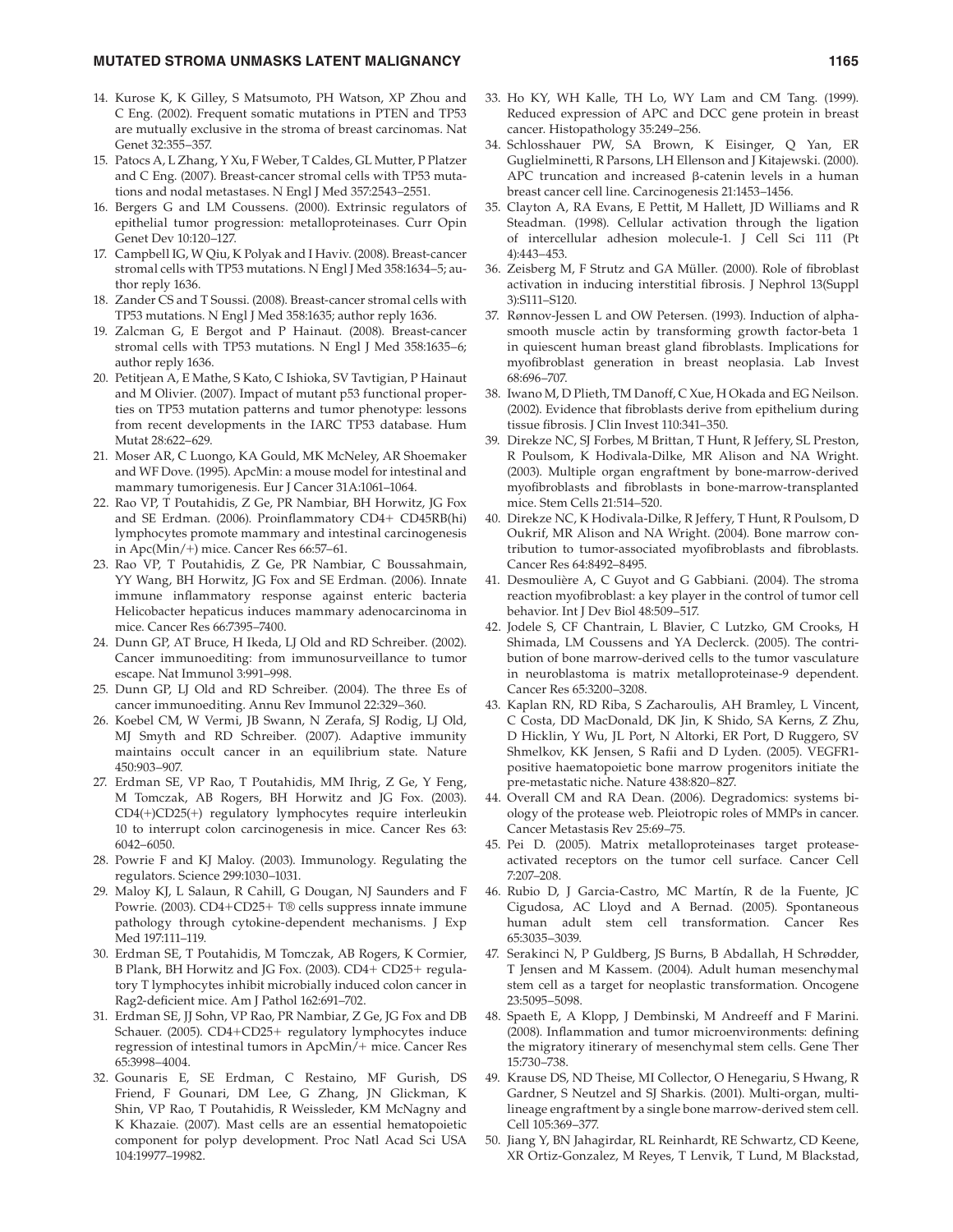14. Kurose K, K Gilley, S Matsumoto, PH Watson, XP Zhou and C Eng. (2002). Frequent somatic mutations in PTEN and TP53 are mutually exclusive in the stroma of breast carcinomas. Nat Genet 32:355–357.
15. Patocs A, L Zhang, Y Xu, F Weber, T Caldes, GL Mutter, P Platzer and C Eng. (2007). Breast-cancer stromal cells with TP53 mutations and nodal metastases. N Engl J Med 357:2543–2551.
16. Bergers G and LM Coussens. (2000). Extrinsic regulators of epithelial tumor progression: metalloproteinases. Curr Opin Genet Dev 10:120–127.
17. Campbell IG, W Qiu, K Polyak and I Haviv. (2008). Breast-cancer stromal cells with TP53 mutations. N Engl J Med 358:1634–5; author reply 1636.
18. Zander CS and T Soussi. (2008). Breast-cancer stromal cells with TP53 mutations. N Engl J Med 358:1635; author reply 1636.
19. Zalcman G, E Bergot and P Hainaut. (2008). Breast-cancer stromal cells with TP53 mutations. N Engl J Med 358:1635–6; author reply 1636.
20. Petitjean A, E Mathe, S Kato, C Ishioka, SV Tavtigian, P Hainaut and M Olivier. (2007). Impact of mutant p53 functional properties on TP53 mutation patterns and tumor phenotype: lessons from recent developments in the IARC TP53 database. Hum Mutat 28:622–629.
21. Moser AR, C Luongo, KA Gould, MK McNeley, AR Shoemaker and WF Dove. (1995). ApcMin: a mouse model for intestinal and mammary tumorigenesis. Eur J Cancer 31A:1061–1064.
22. Rao VP, T Poutahidis, Z Ge, PR Nambiar, BH Horwitz, JG Fox and SE Erdman. (2006). Proinflammatory CD4+ CD45RB(hi) lymphocytes promote mammary and intestinal carcinogenesis in Apc(Min/+) mice. Cancer Res 66:57–61.
23. Rao VP, T Poutahidis, Z Ge, PR Nambiar, C Boussahmain, YY Wang, BH Horwitz, JG Fox and SE Erdman. (2006). Innate immune inflammatory response against enteric bacteria Helicobacter hepaticus induces mammary adenocarcinoma in mice. Cancer Res 66:7395–7400.
24. Dunn GP, AT Bruce, H Ikeda, LJ Old and RD Schreiber. (2002). Cancer immunoediting: from immunosurveillance to tumor escape. Nat Immunol 3:991–998.
25. Dunn GP, LJ Old and RD Schreiber. (2004). The three Es of cancer immunoediting. Annu Rev Immunol 22:329–360.
26. Koebel CM, W Vermi, JB Swann, N Zerafa, SJ Rodig, LJ Old, MJ Smyth and RD Schreiber. (2007). Adaptive immunity maintains occult cancer in an equilibrium state. Nature 450:903–907.
27. Erdman SE, VP Rao, T Poutahidis, MM Ihrig, Z Ge, Y Feng, M Tomczak, AB Rogers, BH Horwitz and JG Fox. (2003). CD4(+)CD25(+) regulatory lymphocytes require interleukin 10 to interrupt colon carcinogenesis in mice. Cancer Res 63: 6042–6050.
28. Powrie F and KJ Maloy. (2003). Immunology. Regulating the regulators. Science 299:1030–1031.
29. Maloy KJ, L Salaun, R Cahill, G Dougan, NJ Saunders and F Powrie. (2003). CD4+CD25+ T® cells suppress innate immune pathology through cytokine-dependent mechanisms. J Exp Med 197:111–119.
30. Erdman SE, T Poutahidis, M Tomczak, AB Rogers, K Cormier, B Plank, BH Horwitz and JG Fox. (2003). CD4+ CD25+ regulatory T lymphocytes inhibit microbially induced colon cancer in Rag2-deficient mice. Am J Pathol 162:691–702.
31. Erdman SE, JJ Sohn, VP Rao, PR Nambiar, Z Ge, JG Fox and DB Schauer. (2005). CD4+CD25+ regulatory lymphocytes induce regression of intestinal tumors in ApcMin/+ mice. Cancer Res 65:3998–4004.
32. Gounaris E, SE Erdman, C Restaino, MF Gurish, DS Friend, F Gounari, DM Lee, G Zhang, JN Glickman, K Shin, VP Rao, T Poutahidis, R Weissleder, KM McNagny and K Khazaie. (2007). Mast cells are an essential hematopoietic component for polyp development. Proc Natl Acad Sci USA 104:19977–19982.
33. Ho KY, WH Kalle, TH Lo, WY Lam and CM Tang. (1999). Reduced expression of APC and DCC gene protein in breast cancer. Histopathology 35:249–256.
34. Schlosshauer PW, SA Brown, K Eisinger, Q Yan, ER Guglielminetti, R Parsons, LH Ellenson and J Kitajewski. (2000). APC truncation and increased β-catenin levels in a human breast cancer cell line. Carcinogenesis 21:1453–1456.
35. Clayton A, RA Evans, E Pettit, M Hallett, JD Williams and R Steadman. (1998). Cellular activation through the ligation of intercellular adhesion molecule-1. J Cell Sci 111 (Pt 4):443–453.
36. Zeisberg M, F Strutz and GA Müller. (2000). Role of fibroblast activation in inducing interstitial fibrosis. J Nephrol 13(Suppl 3):S111–S120.
37. Rønnov-Jessen L and OW Petersen. (1993). Induction of alpha-smooth muscle actin by transforming growth factor-beta 1 in quiescent human breast gland fibroblasts. Implications for myofibroblast generation in breast neoplasia. Lab Invest 68:696–707.
38. Iwano M, D Plieth, TM Danoff, C Xue, H Okada and EG Neilson. (2002). Evidence that fibroblasts derive from epithelium during tissue fibrosis. J Clin Invest 110:341–350.
39. Direkze NC, SJ Forbes, M Brittan, T Hunt, R Jeffery, SL Preston, R Poulsom, K Hodivala-Dilke, MR Alison and NA Wright. (2003). Multiple organ engraftment by bone-marrow-derived myofibroblasts and fibroblasts in bone-marrow-transplanted mice. Stem Cells 21:514–520.
40. Direkze NC, K Hodivala-Dilke, R Jeffery, T Hunt, R Poulsom, D Oukrif, MR Alison and NA Wright. (2004). Bone marrow contribution to tumor-associated myofibroblasts and fibroblasts. Cancer Res 64:8492–8495.
41. Desmoulière A, C Guyot and G Gabbiani. (2004). The stroma reaction myofibroblast: a key player in the control of tumor cell behavior. Int J Dev Biol 48:509–517.
42. Jodele S, CF Chantrain, L Blavier, C Lutzko, GM Crooks, H Shimada, LM Coussens and YA Declerck. (2005). The contribution of bone marrow-derived cells to the tumor vasculature in neuroblastoma is matrix metalloproteinase-9 dependent. Cancer Res 65:3200–3208.
43. Kaplan RN, RD Riba, S Zacharoulis, AH Bramley, L Vincent, C Costa, DD MacDonald, DK Jin, K Shido, SA Kerns, Z Zhu, D Hicklin, Y Wu, JL Port, N Altorki, ER Port, D Ruggero, SV Shmelkov, KK Jensen, S Rafii and D Lyden. (2005). VEGFR1-positive haematopoietic bone marrow progenitors initiate the pre-metastatic niche. Nature 438:820–827.
44. Overall CM and RA Dean. (2006). Degradomics: systems biology of the protease web. Pleiotropic roles of MMPs in cancer. Cancer Metastasis Rev 25:69–75.
45. Pei D. (2005). Matrix metalloproteinases target protease-activated receptors on the tumor cell surface. Cancer Cell 7:207–208.
46. Rubio D, J Garcia-Castro, MC Martín, R de la Fuente, JC Cigudosa, AC Lloyd and A Bernad. (2005). Spontaneous human adult stem cell transformation. Cancer Res 65:3035–3039.
47. Serakinci N, P Guldberg, JS Burns, B Abdallah, H Schrødder, T Jensen and M Kassem. (2004). Adult human mesenchymal stem cell as a target for neoplastic transformation. Oncogene 23:5095–5098.
48. Spaeth E, A Klopp, J Dembinski, M Andreeff and F Marini. (2008). Inflammation and tumor microenvironments: defining the migratory itinerary of mesenchymal stem cells. Gene Ther 15:730–738.
49. Krause DS, ND Theise, MI Collector, O Henegariu, S Hwang, R Gardner, S Neutzel and SJ Sharkis. (2001). Multi-organ, multi-lineage engraftment by a single bone marrow-derived stem cell. Cell 105:369–377.
50. Jiang Y, BN Jahagirdar, RL Reinhardt, RE Schwartz, CD Keene, XR Ortiz-Gonzalez, M Reyes, T Lenvik, T Lund, M Blackstad,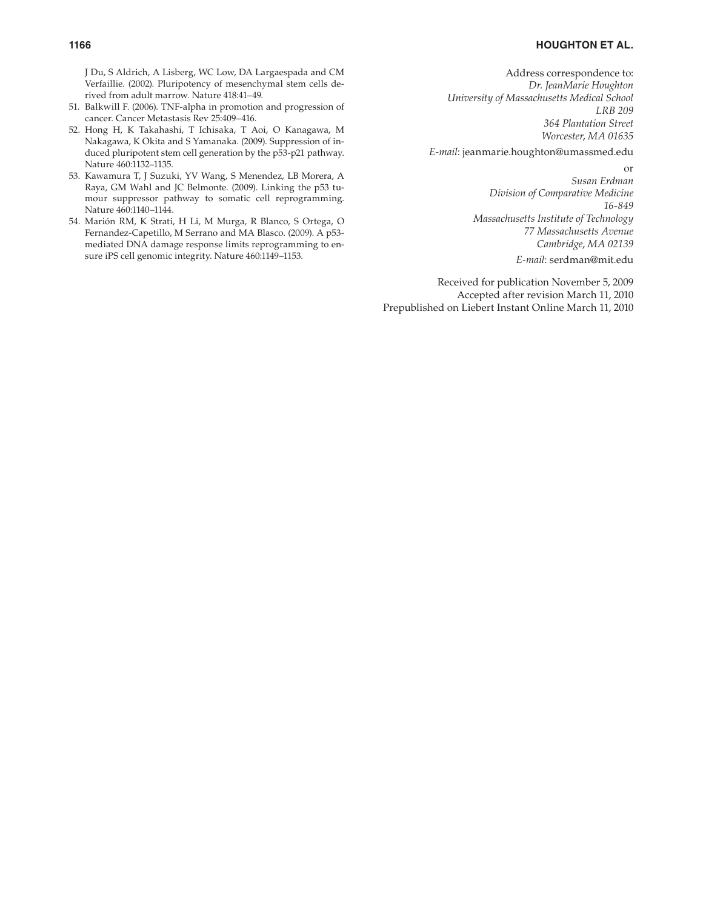J Du, S Aldrich, A Lisberg, WC Low, DA Largaespada and CM Verfaillie. (2002). Pluripotency of mesenchymal stem cells derived from adult marrow. Nature 418:41–49.

51. Balkwill F. (2006). TNF-alpha in promotion and progression of cancer. Cancer Metastasis Rev 25:409–416.
52. Hong H, K Takahashi, T Ichisaka, T Aoi, O Kanagawa, M Nakagawa, K Okita and S Yamanaka. (2009). Suppression of induced pluripotent stem cell generation by the p53-p21 pathway. Nature 460:1132–1135.
53. Kawamura T, J Suzuki, YV Wang, S Menendez, LB Morera, A Raya, GM Wahl and JC Belmonte. (2009). Linking the p53 tumour suppressor pathway to somatic cell reprogramming. Nature 460:1140–1144.
54. Marión RM, K Strati, H Li, M Murga, R Blanco, S Ortega, O Fernandez-Capetillo, M Serrano and MA Blasco. (2009). A p53-mediated DNA damage response limits reprogramming to ensure iPS cell genomic integrity. Nature 460:1149–1153.

Address correspondence to:
*Dr. JeanMarie Houghton*
*University of Massachusetts Medical School*
*LRB 209*
*364 Plantation Street*
*Worcester, MA 01635*

*E-mail*: jeanmarie.houghton@umassmed.edu

or

*Susan Erdman*
*Division of Comparative Medicine*
*16-849*
*Massachusetts Institute of Technology*
*77 Massachusetts Avenue*
*Cambridge, MA 02139*

*E-mail*: serdman@mit.edu

Received for publication November 5, 2009
Accepted after revision March 11, 2010
Prepublished on Liebert Instant Online March 11, 2010